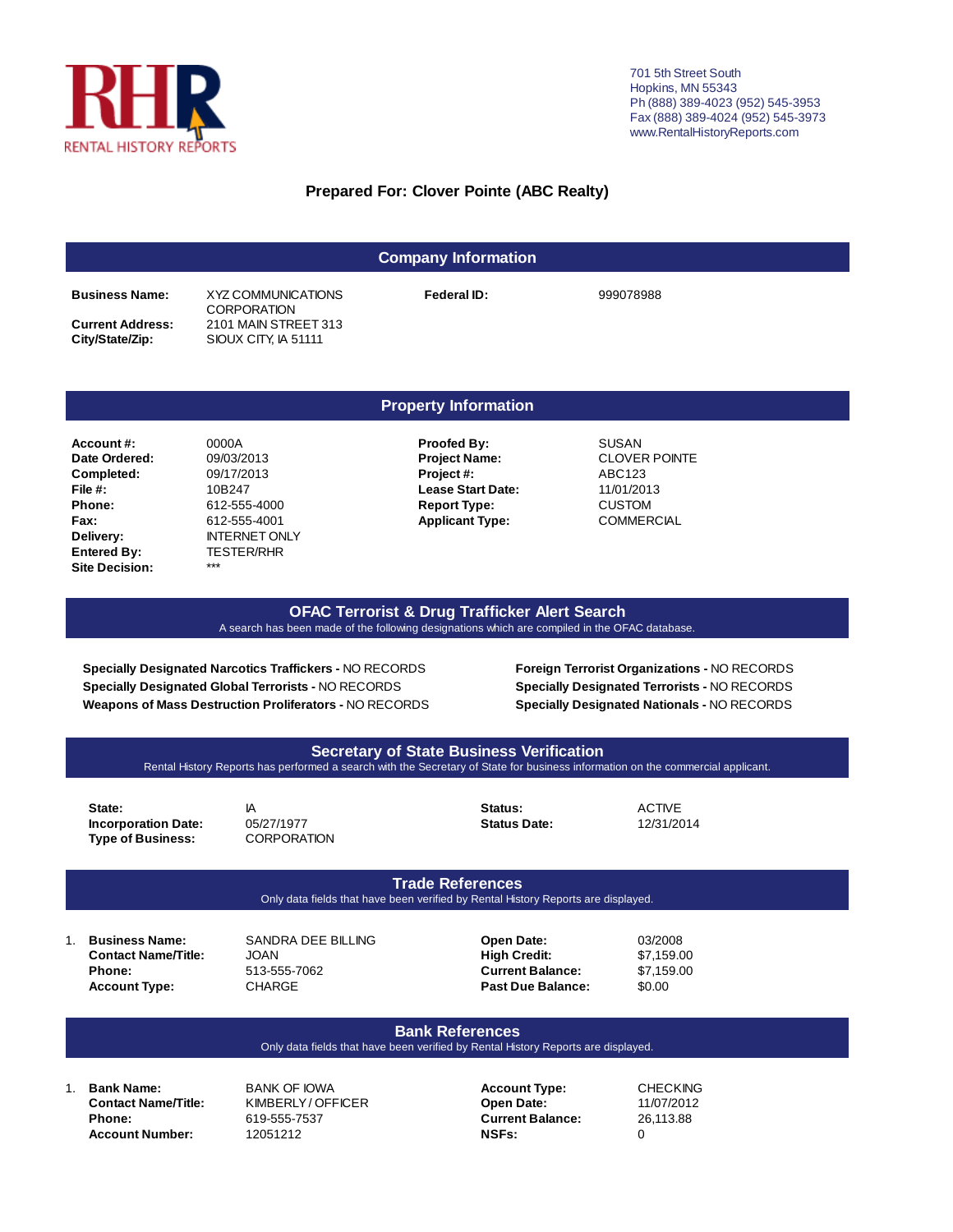RHR RENTAL HISTORY REPORTS

701 5th Street South
Hopkins, MN 55343
Ph (888) 389-4023 (952) 545-3953
Fax (888) 389-4024 (952) 545-3973
www.RentalHistoryReports.com

**Prepared For: Clover Pointe (ABC Realty)**

## Company Information

| | | | |
|---|---|---|---|
| **Business Name:** | XYZ COMMUNICATIONS CORPORATION | **Federal ID:** | 999078988 |
| **Current Address:** | 2101 MAIN STREET 313 | | |
| **City/State/Zip:** | SIOUX CITY, IA 51111 | | |

## Property Information

| | | | |
|---|---|---|---|
| **Account #:** | 0000A | **Proofed By:** | SUSAN |
| **Date Ordered:** | 09/03/2013 | **Project Name:** | CLOVER POINTE |
| **Completed:** | 09/17/2013 | **Project #:** | ABC123 |
| **File #:** | 10B247 | **Lease Start Date:** | 11/01/2013 |
| **Phone:** | 612-555-4000 | **Report Type:** | CUSTOM |
| **Fax:** | 612-555-4001 | **Applicant Type:** | COMMERCIAL |
| **Delivery:** | INTERNET ONLY | | |
| **Entered By:** | TESTER/RHR | | |
| **Site Decision:** | *** | | |

## OFAC Terrorist & Drug Trafficker Alert Search

A search has been made of the following designations which are compiled in the OFAC database.

**Specially Designated Narcotics Traffickers -** NO RECORDS
**Specially Designated Global Terrorists -** NO RECORDS
**Weapons of Mass Destruction Proliferators -** NO RECORDS
**Foreign Terrorist Organizations -** NO RECORDS
**Specially Designated Terrorists -** NO RECORDS
**Specially Designated Nationals -** NO RECORDS

## Secretary of State Business Verification

Rental History Reports has performed a search with the Secretary of State for business information on the commercial applicant.

| | | | |
|---|---|---|---|
| **State:** | IA | **Status:** | ACTIVE |
| **Incorporation Date:** | 05/27/1977 | **Status Date:** | 12/31/2014 |
| **Type of Business:** | CORPORATION | | |

## Trade References

Only data fields that have been verified by Rental History Reports are displayed.

1.

| | | | |
|---|---|---|---|
| **Business Name:** | SANDRA DEE BILLING | **Open Date:** | 03/2008 |
| **Contact Name/Title:** | JOAN | **High Credit:** | $7,159.00 |
| **Phone:** | 513-555-7062 | **Current Balance:** | $7,159.00 |
| **Account Type:** | CHARGE | **Past Due Balance:** | $0.00 |

## Bank References

Only data fields that have been verified by Rental History Reports are displayed.

1.

| | | | |
|---|---|---|---|
| **Bank Name:** | BANK OF IOWA | **Account Type:** | CHECKING |
| **Contact Name/Title:** | KIMBERLY / OFFICER | **Open Date:** | 11/07/2012 |
| **Phone:** | 619-555-7537 | **Current Balance:** | 26,113.88 |
| **Account Number:** | 12051212 | **NSFs:** | 0 |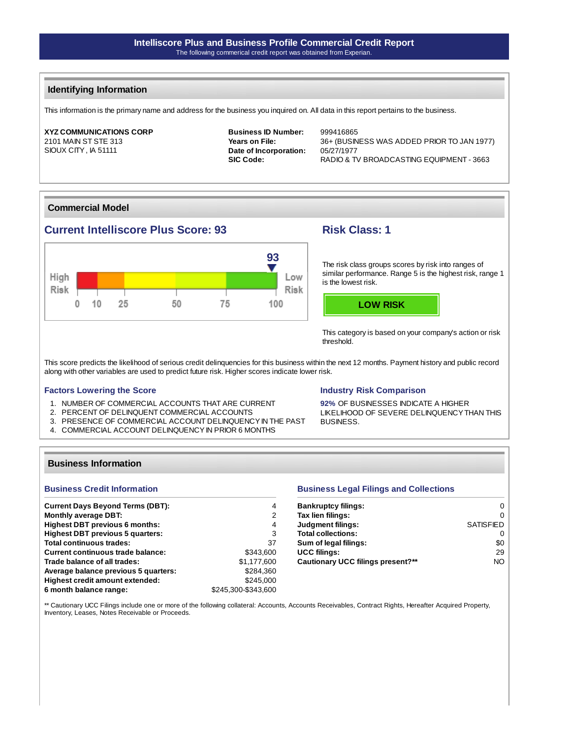# Intelliscore Plus and Business Profile Commercial Credit Report

The following commerical credit report was obtained from Experian.

## Identifying Information

This information is the primary name and address for the business you inquired on. All data in this report pertains to the business.

**XYZ COMMUNICATIONS CORP**
2101 MAIN ST STE 313
SIOUX CITY , IA 51111

| | |
|---|---|
| **Business ID Number:** | 999416865 |
| **Years on File:** | 36+ (BUSINESS WAS ADDED PRIOR TO JAN 1977) |
| **Date of Incorporation:** | 05/27/1977 |
| **SIC Code:** | RADIO & TV BROADCASTING EQUIPMENT - 3663 |

## Commercial Model

### Current Intelliscore Plus Score: 93

High Risk — 0, 10, 25, 50, 75, 100 — Low Risk (score indicator: 93)

### Risk Class: 1

The risk class groups scores by risk into ranges of similar performance. Range 5 is the highest risk, range 1 is the lowest risk.

**LOW RISK**

This category is based on your company's action or risk threshold.

This score predicts the likelihood of serious credit delinquencies for this business within the next 12 months. Payment history and public record along with other variables are used to predict future risk. Higher scores indicate lower risk.

### Factors Lowering the Score

1. NUMBER OF COMMERCIAL ACCOUNTS THAT ARE CURRENT
2. PERCENT OF DELINQUENT COMMERCIAL ACCOUNTS
3. PRESENCE OF COMMERCIAL ACCOUNT DELINQUENCY IN THE PAST
4. COMMERCIAL ACCOUNT DELINQUENCY IN PRIOR 6 MONTHS

### Industry Risk Comparison

92% OF BUSINESSES INDICATE A HIGHER LIKELIHOOD OF SEVERE DELINQUENCY THAN THIS BUSINESS.

## Business Information

### Business Credit Information

| | |
|---|---|
| **Current Days Beyond Terms (DBT):** | 4 |
| **Monthly average DBT:** | 2 |
| **Highest DBT previous 6 months:** | 4 |
| **Highest DBT previous 5 quarters:** | 3 |
| **Total continuous trades:** | 37 |
| **Current continuous trade balance:** | $343,600 |
| **Trade balance of all trades:** | $1,177,600 |
| **Average balance previous 5 quarters:** | $284,360 |
| **Highest credit amount extended:** | $245,000 |
| **6 month balance range:** | $245,300-$343,600 |

### Business Legal Filings and Collections

| | |
|---|---|
| **Bankruptcy filings:** | 0 |
| **Tax lien filings:** | 0 |
| **Judgment filings:** | SATISFIED |
| **Total collections:** | 0 |
| **Sum of legal filings:** | $0 |
| **UCC filings:** | 29 |
| **Cautionary UCC filings present?\*\*** | NO |

** Cautionary UCC Filings include one or more of the following collateral: Accounts, Accounts Receivables, Contract Rights, Hereafter Acquired Property, Inventory, Leases, Notes Receivable or Proceeds.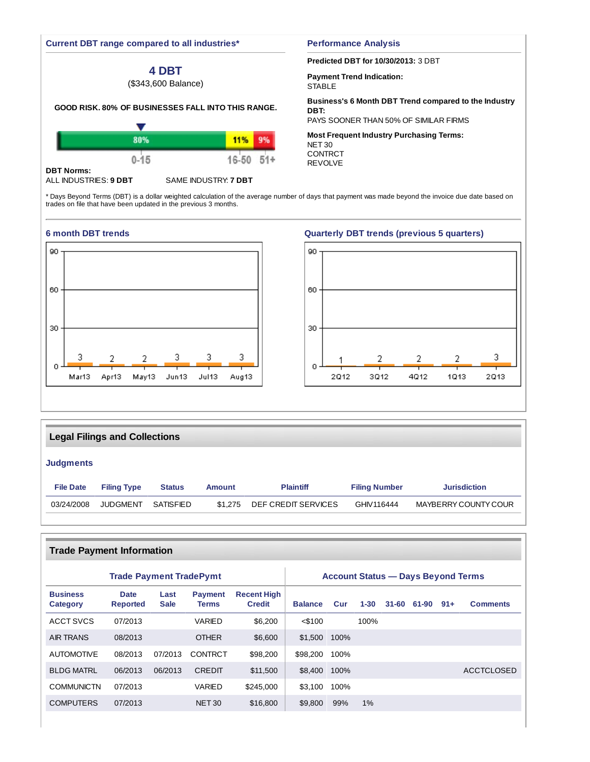## Current DBT range compared to all industries*

### 4 DBT

($343,600 Balance)

**GOOD RISK. 80% OF BUSINESSES FALL INTO THIS RANGE.**

| 80% | 11% | 9% |
|---|---|---|
| 0-15 | 16-50 | 51+ |

**DBT Norms:**

ALL INDUSTRIES: **9 DBT** SAME INDUSTRY: **7 DBT**

## Performance Analysis

**Predicted DBT for 10/30/2013:** 3 DBT

**Payment Trend Indication:**
STABLE

**Business's 6 Month DBT Trend compared to the Industry DBT:**
PAYS SOONER THAN 50% OF SIMILAR FIRMS

**Most Frequent Industry Purchasing Terms:**
NET 30
CONTRCT
REVOLVE

* Days Beyond Terms (DBT) is a dollar weighted calculation of the average number of days that payment was made beyond the invoice due date based on trades on file that have been updated in the previous 3 months.

## 6 month DBT trends

| Mar13 | Apr13 | May13 | Jun13 | Jul13 | Aug13 |
|---|---|---|---|---|---|
| 3 | 2 | 2 | 3 | 3 | 3 |

## Quarterly DBT trends (previous 5 quarters)

| 2Q12 | 3Q12 | 4Q12 | 1Q13 | 2Q13 |
|---|---|---|---|---|
| 1 | 2 | 2 | 2 | 3 |

## Legal Filings and Collections

### Judgments

| File Date | Filing Type | Status | Amount | Plaintiff | Filing Number | Jurisdiction |
|---|---|---|---|---|---|---|
| 03/24/2008 | JUDGMENT | SATISFIED | $1,275 | DEF CREDIT SERVICES | GHIV116444 | MAYBERRY COUNTY COUR |

## Trade Payment Information

| Trade Payment TradePymt | | | | | Account Status — Days Beyond Terms | | | | | | |
|---|---|---|---|---|---|---|---|---|---|---|---|
| Business Category | Date Reported | Last Sale | Payment Terms | Recent High Credit | Balance | Cur | 1-30 | 31-60 | 61-90 | 91+ | Comments |
| ACCT SVCS | 07/2013 | | VARIED | $6,200 | <$100 | | 100% | | | | |
| AIR TRANS | 08/2013 | | OTHER | $6,600 | $1,500 | 100% | | | | | |
| AUTOMOTIVE | 08/2013 | 07/2013 | CONTRCT | $98,200 | $98,200 | 100% | | | | | |
| BLDG MATRL | 06/2013 | 06/2013 | CREDIT | $11,500 | $8,400 | 100% | | | | | ACCTCLOSED |
| COMMUNICTN | 07/2013 | | VARIED | $245,000 | $3,100 | 100% | | | | | |
| COMPUTERS | 07/2013 | | NET 30 | $16,800 | $9,800 | 99% | 1% | | | | |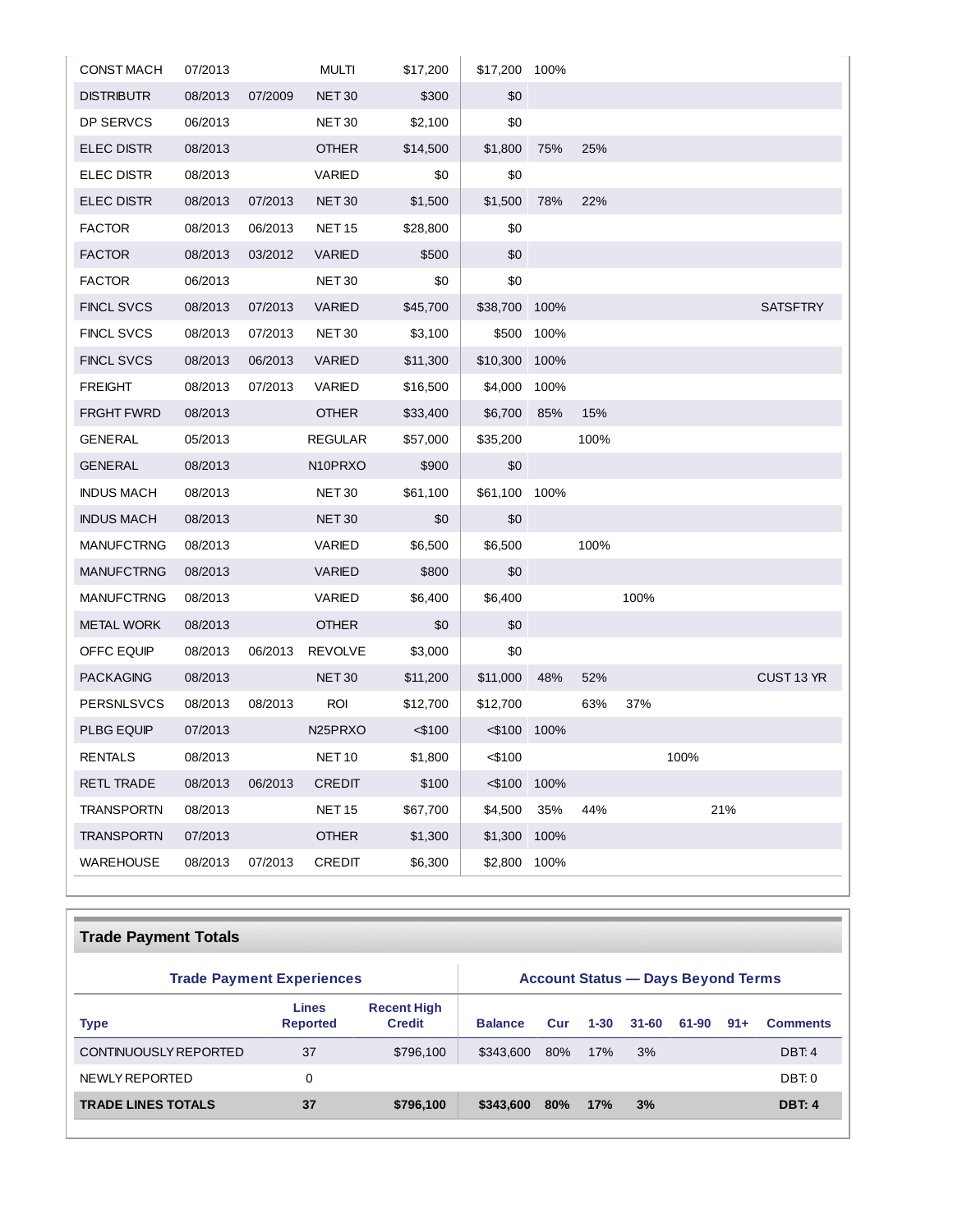| CONST MACH | 07/2013 | | MULTI | $17,200 | $17,200 | 100% | | | | | |
|---|---|---|---|---|---|---|---|---|---|---|---|
| DISTRIBUTR | 08/2013 | 07/2009 | NET 30 | $300 | $0 | | | | | | |
| DP SERVCS | 06/2013 | | NET 30 | $2,100 | $0 | | | | | | |
| ELEC DISTR | 08/2013 | | OTHER | $14,500 | $1,800 | 75% | 25% | | | | |
| ELEC DISTR | 08/2013 | | VARIED | $0 | $0 | | | | | | |
| ELEC DISTR | 08/2013 | 07/2013 | NET 30 | $1,500 | $1,500 | 78% | 22% | | | | |
| FACTOR | 08/2013 | 06/2013 | NET 15 | $28,800 | $0 | | | | | | |
| FACTOR | 08/2013 | 03/2012 | VARIED | $500 | $0 | | | | | | |
| FACTOR | 06/2013 | | NET 30 | $0 | $0 | | | | | | |
| FINCL SVCS | 08/2013 | 07/2013 | VARIED | $45,700 | $38,700 | 100% | | | | | SATSFTRY |
| FINCL SVCS | 08/2013 | 07/2013 | NET 30 | $3,100 | $500 | 100% | | | | | |
| FINCL SVCS | 08/2013 | 06/2013 | VARIED | $11,300 | $10,300 | 100% | | | | | |
| FREIGHT | 08/2013 | 07/2013 | VARIED | $16,500 | $4,000 | 100% | | | | | |
| FRGHT FWRD | 08/2013 | | OTHER | $33,400 | $6,700 | 85% | 15% | | | | |
| GENERAL | 05/2013 | | REGULAR | $57,000 | $35,200 | | 100% | | | | |
| GENERAL | 08/2013 | | N10PRXO | $900 | $0 | | | | | | |
| INDUS MACH | 08/2013 | | NET 30 | $61,100 | $61,100 | 100% | | | | | |
| INDUS MACH | 08/2013 | | NET 30 | $0 | $0 | | | | | | |
| MANUFCTRNG | 08/2013 | | VARIED | $6,500 | $6,500 | | 100% | | | | |
| MANUFCTRNG | 08/2013 | | VARIED | $800 | $0 | | | | | | |
| MANUFCTRNG | 08/2013 | | VARIED | $6,400 | $6,400 | | | 100% | | | |
| METAL WORK | 08/2013 | | OTHER | $0 | $0 | | | | | | |
| OFFC EQUIP | 08/2013 | 06/2013 | REVOLVE | $3,000 | $0 | | | | | | |
| PACKAGING | 08/2013 | | NET 30 | $11,200 | $11,000 | 48% | 52% | | | | CUST 13 YR |
| PERSNLSVCS | 08/2013 | 08/2013 | ROI | $12,700 | $12,700 | | 63% | 37% | | | |
| PLBG EQUIP | 07/2013 | | N25PRXO | <$100 | <$100 | 100% | | | | | |
| RENTALS | 08/2013 | | NET 10 | $1,800 | <$100 | | | | 100% | | |
| RETL TRADE | 08/2013 | 06/2013 | CREDIT | $100 | <$100 | 100% | | | | | |
| TRANSPORTN | 08/2013 | | NET 15 | $67,700 | $4,500 | 35% | 44% | | | 21% | |
| TRANSPORTN | 07/2013 | | OTHER | $1,300 | $1,300 | 100% | | | | | |
| WAREHOUSE | 08/2013 | 07/2013 | CREDIT | $6,300 | $2,800 | 100% | | | | | |

## Trade Payment Totals

| Trade Payment Experiences | | | Account Status — Days Beyond Terms | | | | | | |
|---|---|---|---|---|---|---|---|---|---|
| **Type** | **Lines Reported** | **Recent High Credit** | **Balance** | **Cur** | **1-30** | **31-60** | **61-90** | **91+** | **Comments** |
| CONTINUOUSLY REPORTED | 37 | $796,100 | $343,600 | 80% | 17% | 3% | | | DBT: 4 |
| NEWLY REPORTED | 0 | | | | | | | | DBT: 0 |
| **TRADE LINES TOTALS** | **37** | **$796,100** | **$343,600** | **80%** | **17%** | **3%** | | | **DBT: 4** |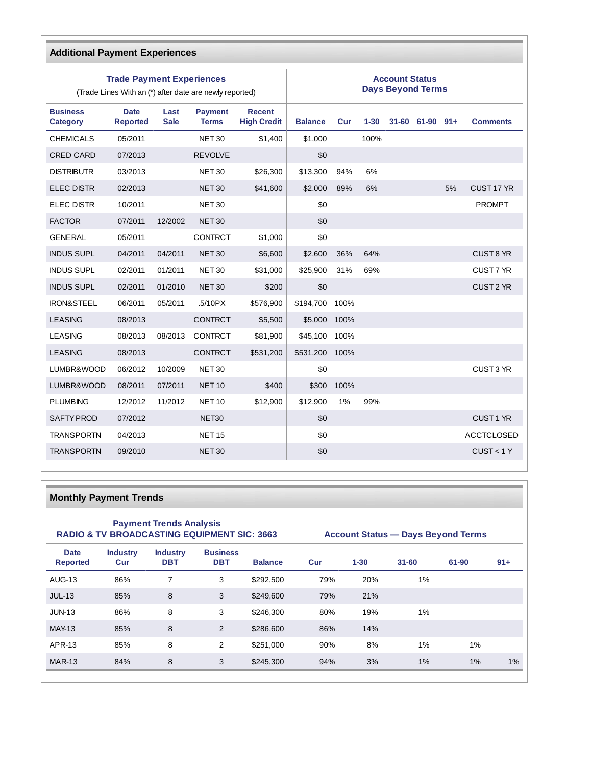## Additional Payment Experiences

| Trade Payment Experiences (Trade Lines With an (*) after date are newly reported) | | | | | Account Status Days Beyond Terms | | | | | | | |
|---|---|---|---|---|---|---|---|---|---|---|---|---|
| **Business Category** | **Date Reported** | **Last Sale** | **Payment Terms** | **Recent High Credit** | **Balance** | **Cur** | **1-30** | **31-60** | **61-90** | **91+** | **Comments** |
| CHEMICALS | 05/2011 | | NET 30 | $1,400 | $1,000 | | 100% | | | | |
| CRED CARD | 07/2013 | | REVOLVE | | $0 | | | | | | |
| DISTRIBUTR | 03/2013 | | NET 30 | $26,300 | $13,300 | 94% | 6% | | | | |
| ELEC DISTR | 02/2013 | | NET 30 | $41,600 | $2,000 | 89% | 6% | | | 5% | CUST 17 YR |
| ELEC DISTR | 10/2011 | | NET 30 | | $0 | | | | | | PROMPT |
| FACTOR | 07/2011 | 12/2002 | NET 30 | | $0 | | | | | | |
| GENERAL | 05/2011 | | CONTRCT | $1,000 | $0 | | | | | | |
| INDUS SUPL | 04/2011 | 04/2011 | NET 30 | $6,600 | $2,600 | 36% | 64% | | | | CUST 8 YR |
| INDUS SUPL | 02/2011 | 01/2011 | NET 30 | $31,000 | $25,900 | 31% | 69% | | | | CUST 7 YR |
| INDUS SUPL | 02/2011 | 01/2010 | NET 30 | $200 | $0 | | | | | | CUST 2 YR |
| IRON&STEEL | 06/2011 | 05/2011 | .5/10PX | $576,900 | $194,700 | 100% | | | | | |
| LEASING | 08/2013 | | CONTRCT | $5,500 | $5,000 | 100% | | | | | |
| LEASING | 08/2013 | 08/2013 | CONTRCT | $81,900 | $45,100 | 100% | | | | | |
| LEASING | 08/2013 | | CONTRCT | $531,200 | $531,200 | 100% | | | | | |
| LUMBR&WOOD | 06/2012 | 10/2009 | NET 30 | | $0 | | | | | | CUST 3 YR |
| LUMBR&WOOD | 08/2011 | 07/2011 | NET 10 | $400 | $300 | 100% | | | | | |
| PLUMBING | 12/2012 | 11/2012 | NET 10 | $12,900 | $12,900 | 1% | 99% | | | | |
| SAFTY PROD | 07/2012 | | NET30 | | $0 | | | | | | CUST 1 YR |
| TRANSPORTN | 04/2013 | | NET 15 | | $0 | | | | | | ACCTCLOSED |
| TRANSPORTN | 09/2010 | | NET 30 | | $0 | | | | | | CUST < 1 Y |

## Monthly Payment Trends

| Payment Trends Analysis RADIO & TV BROADCASTING EQUIPMENT SIC: 3663 | | | | | Account Status — Days Beyond Terms | | | | |
|---|---|---|---|---|---|---|---|---|---|
| **Date Reported** | **Industry Cur** | **Industry DBT** | **Business DBT** | **Balance** | **Cur** | **1-30** | **31-60** | **61-90** | **91+** |
| AUG-13 | 86% | 7 | 3 | $292,500 | 79% | 20% | 1% | | |
| JUL-13 | 85% | 8 | 3 | $249,600 | 79% | 21% | | | |
| JUN-13 | 86% | 8 | 3 | $246,300 | 80% | 19% | 1% | | |
| MAY-13 | 85% | 8 | 2 | $286,600 | 86% | 14% | | | |
| APR-13 | 85% | 8 | 2 | $251,000 | 90% | 8% | 1% | 1% | |
| MAR-13 | 84% | 8 | 3 | $245,300 | 94% | 3% | 1% | 1% | 1% |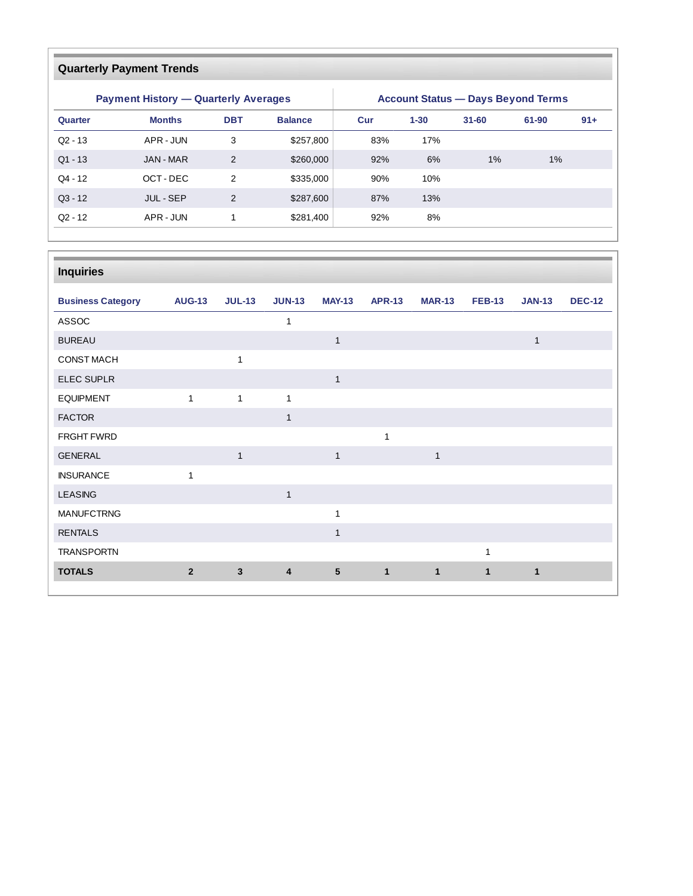## Quarterly Payment Trends

| Payment History — Quarterly Averages | | | | Account Status — Days Beyond Terms | | | | |
|---|---|---|---|---|---|---|---|---|
| **Quarter** | **Months** | **DBT** | **Balance** | **Cur** | **1-30** | **31-60** | **61-90** | **91+** |
| Q2 - 13 | APR - JUN | 3 | $257,800 | 83% | 17% | | | |
| Q1 - 13 | JAN - MAR | 2 | $260,000 | 92% | 6% | 1% | 1% | |
| Q4 - 12 | OCT - DEC | 2 | $335,000 | 90% | 10% | | | |
| Q3 - 12 | JUL - SEP | 2 | $287,600 | 87% | 13% | | | |
| Q2 - 12 | APR - JUN | 1 | $281,400 | 92% | 8% | | | |

## Inquiries

| Business Category | AUG-13 | JUL-13 | JUN-13 | MAY-13 | APR-13 | MAR-13 | FEB-13 | JAN-13 | DEC-12 |
|---|---|---|---|---|---|---|---|---|---|
| ASSOC | | | 1 | | | | | | |
| BUREAU | | | | 1 | | | | 1 | |
| CONST MACH | | 1 | | | | | | | |
| ELEC SUPLR | | | | 1 | | | | | |
| EQUIPMENT | 1 | 1 | 1 | | | | | | |
| FACTOR | | | 1 | | | | | | |
| FRGHT FWRD | | | | | 1 | | | | |
| GENERAL | | 1 | | 1 | | 1 | | | |
| INSURANCE | 1 | | | | | | | | |
| LEASING | | | 1 | | | | | | |
| MANUFCTRNG | | | | 1 | | | | | |
| RENTALS | | | | 1 | | | | | |
| TRANSPORTN | | | | | | | 1 | | |
| **TOTALS** | **2** | **3** | **4** | **5** | **1** | **1** | **1** | **1** | |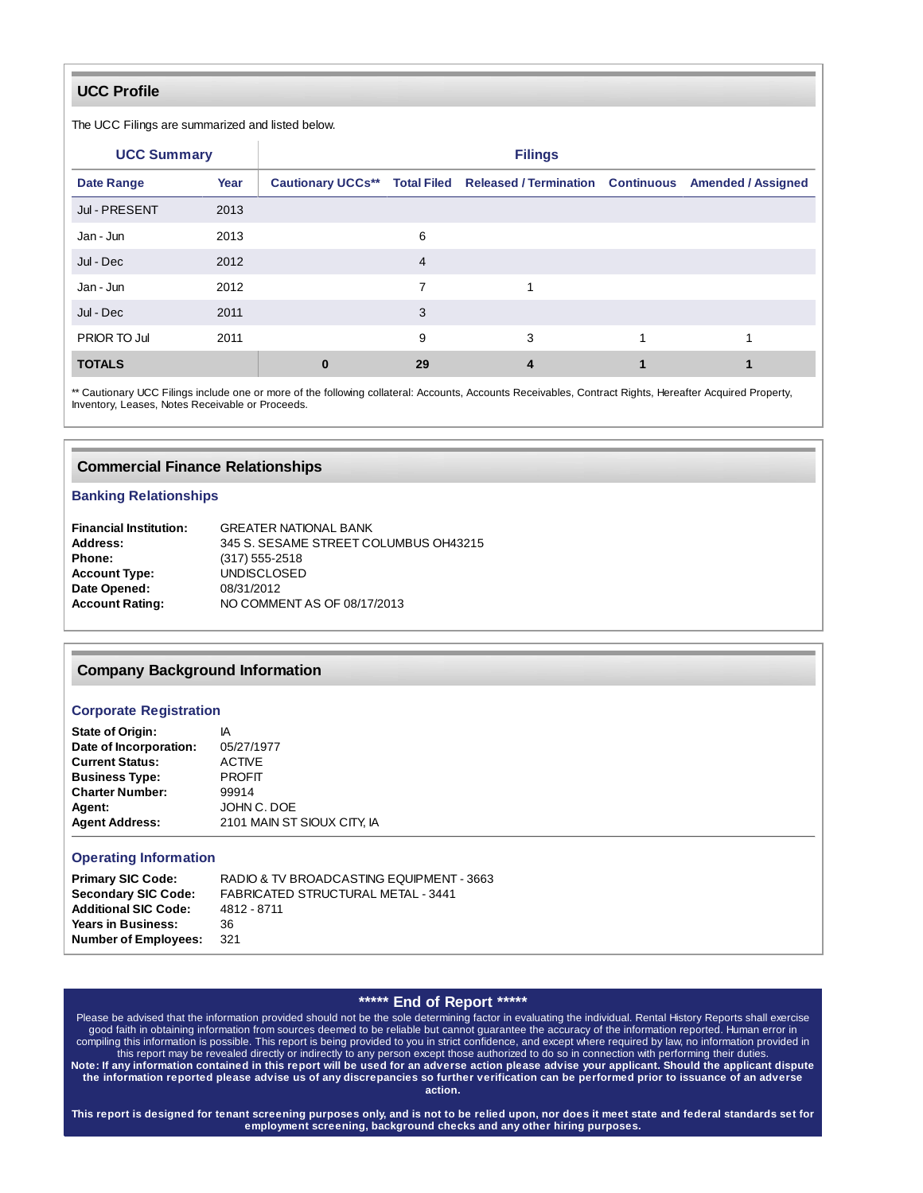## UCC Profile

The UCC Filings are summarized and listed below.

| UCC Summary | | Filings | | | | |
|---|---|---|---|---|---|---|
| **Date Range** | **Year** | **Cautionary UCCs**\*\* | **Total Filed** | **Released / Termination** | **Continuous** | **Amended / Assigned** |
| Jul - PRESENT | 2013 | | | | | |
| Jan - Jun | 2013 | | 6 | | | |
| Jul - Dec | 2012 | | 4 | | | |
| Jan - Jun | 2012 | | 7 | 1 | | |
| Jul - Dec | 2011 | | 3 | | | |
| PRIOR TO Jul | 2011 | | 9 | 3 | 1 | 1 |
| **TOTALS** | | **0** | **29** | **4** | **1** | **1** |

** Cautionary UCC Filings include one or more of the following collateral: Accounts, Accounts Receivables, Contract Rights, Hereafter Acquired Property, Inventory, Leases, Notes Receivable or Proceeds.

## Commercial Finance Relationships

### Banking Relationships

**Financial Institution:** GREATER NATIONAL BANK
**Address:** 345 S. SESAME STREET COLUMBUS OH43215
**Phone:** (317) 555-2518
**Account Type:** UNDISCLOSED
**Date Opened:** 08/31/2012
**Account Rating:** NO COMMENT AS OF 08/17/2013

## Company Background Information

### Corporate Registration

**State of Origin:** IA
**Date of Incorporation:** 05/27/1977
**Current Status:** ACTIVE
**Business Type:** PROFIT
**Charter Number:** 99914
**Agent:** JOHN C. DOE
**Agent Address:** 2101 MAIN ST SIOUX CITY, IA

### Operating Information

**Primary SIC Code:** RADIO & TV BROADCASTING EQUIPMENT - 3663
**Secondary SIC Code:** FABRICATED STRUCTURAL METAL - 3441
**Additional SIC Code:** 4812 - 8711
**Years in Business:** 36
**Number of Employees:** 321

**\*\*\*\*\* End of Report \*\*\*\*\***

Please be advised that the information provided should not be the sole determining factor in evaluating the individual. Rental History Reports shall exercise good faith in obtaining information from sources deemed to be reliable but cannot guarantee the accuracy of the information reported. Human error in compiling this information is possible. This report is being provided to you in strict confidence, and except where required by law, no information provided in this report may be revealed directly or indirectly to any person except those authorized to do so in connection with performing their duties.
**Note: If any information contained in this report will be used for an adverse action please advise your applicant. Should the applicant dispute the information reported please advise us of any discrepancies so further verification can be performed prior to issuance of an adverse action.**

**This report is designed for tenant screening purposes only, and is not to be relied upon, nor does it meet state and federal standards set for employment screening, background checks and any other hiring purposes.**